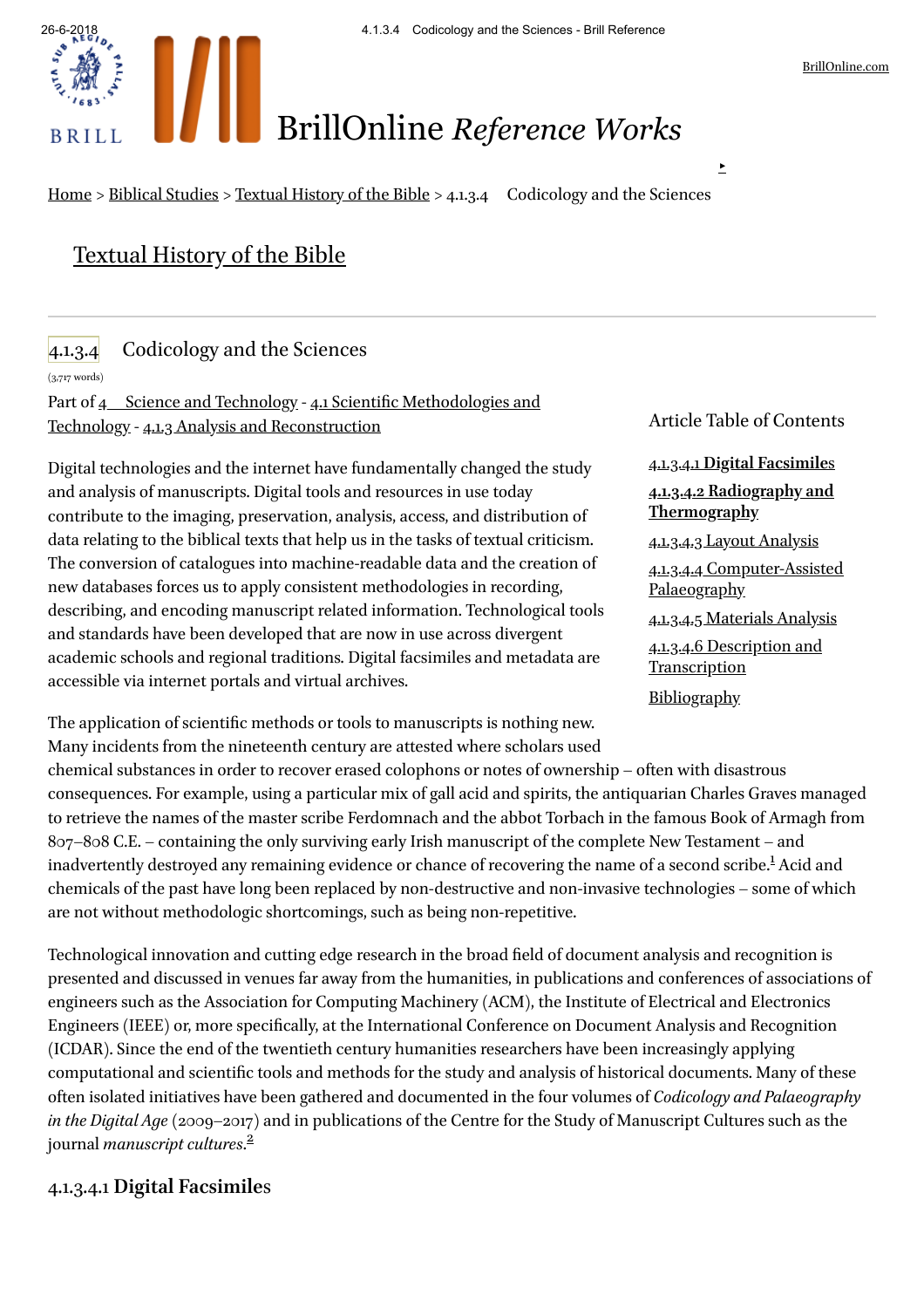BrillOnline Reference Works

Home > Biblical Studies > Textual History of the Bible > 4.1.3.4 Codicology and the Sciences

## Textual History of the Bible

# 4.1.3.4 Codicology and the Sciences

(3,717 words)

Part of 4 Science and Technology - 4.1 Scientific Methodologies and Technology - 4.1.3 Analysis and Reconstruction

Article Table of Contents

- 4.1.3.4.1 Digital Facsimiles
- 4.1.3.4.2 Radiography and Thermography
- 4.1.3.4.3 Layout Analysis
- 4.1.3.4.4 Computer-Assisted Palaeography
- 4.1.3.4.5 Materials Analysis
- 4.1.3.4.6 Description and Transcription
- Bibliography

Digital technologies and the internet have fundamentally changed the study and analysis of manuscripts. Digital tools and resources in use today contribute to the imaging, preservation, analysis, access, and distribution of data relating to the biblical texts that help us in the tasks of textual criticism. The conversion of catalogues into machine-readable data and the creation of new databases forces us to apply consistent methodologies in recording, describing, and encoding manuscript related information. Technological tools and standards have been developed that are now in use across divergent academic schools and regional traditions. Digital facsimiles and metadata are accessible via internet portals and virtual archives.

The application of scientific methods or tools to manuscripts is nothing new. Many incidents from the nineteenth century are attested where scholars used chemical substances in order to recover erased colophons or notes of ownership – often with disastrous consequences. For example, using a particular mix of gall acid and spirits, the antiquarian Charles Graves managed to retrieve the names of the master scribe Ferdomnach and the abbot Torbach in the famous Book of Armagh from 807–808 C.E. – containing the only surviving early Irish manuscript of the complete New Testament – and inadvertently destroyed any remaining evidence or chance of recovering the name of a second scribe.[1] Acid and chemicals of the past have long been replaced by non-destructive and non-invasive technologies – some of which are not without methodologic shortcomings, such as being non-repetitive.

Technological innovation and cutting edge research in the broad field of document analysis and recognition is presented and discussed in venues far away from the humanities, in publications and conferences of associations of engineers such as the Association for Computing Machinery (ACM), the Institute of Electrical and Electronics Engineers (IEEE) or, more specifically, at the International Conference on Document Analysis and Recognition (ICDAR). Since the end of the twentieth century humanities researchers have been increasingly applying computational and scientific tools and methods for the study and analysis of historical documents. Many of these often isolated initiatives have been gathered and documented in the four volumes of *Codicology and Palaeography in the Digital Age* (2009–2017) and in publications of the Centre for the Study of Manuscript Cultures such as the journal *manuscript cultures*.[2]

## 4.1.3.4.1 Digital Facsimiles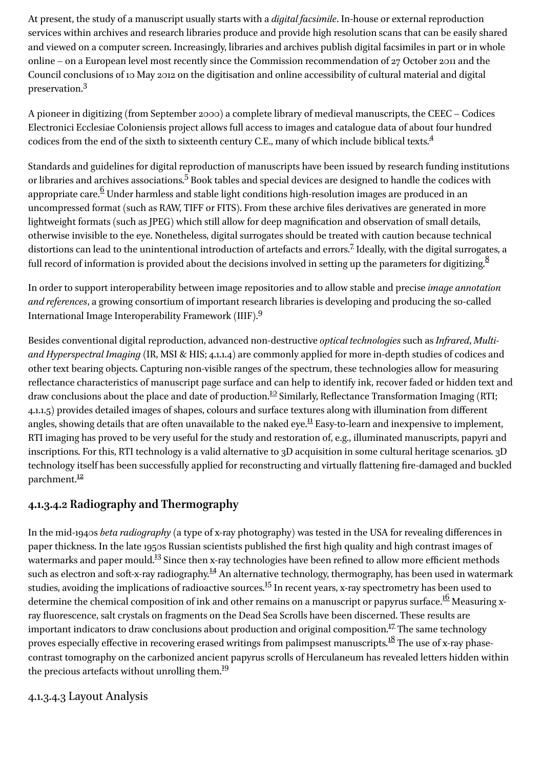At present, the study of a manuscript usually starts with a *digital facsimile*. In-house or external reproduction services within archives and research libraries produce and provide high resolution scans that can be easily shared and viewed on a computer screen. Increasingly, libraries and archives publish digital facsimiles in part or in whole online – on a European level most recently since the Commission recommendation of 27 October 2011 and the Council conclusions of 10 May 2012 on the digitisation and online accessibility of cultural material and digital preservation.[3]

A pioneer in digitizing (from September 2000) a complete library of medieval manuscripts, the CEEC – Codices Electronici Ecclesiae Coloniensis project allows full access to images and catalogue data of about four hundred codices from the end of the sixth to sixteenth century C.E., many of which include biblical texts.[4]

Standards and guidelines for digital reproduction of manuscripts have been issued by research funding institutions or libraries and archives associations.[5] Book tables and special devices are designed to handle the codices with appropriate care.[6] Under harmless and stable light conditions high-resolution images are produced in an uncompressed format (such as RAW, TIFF or FITS). From these archive files derivatives are generated in more lightweight formats (such as JPEG) which still allow for deep magnification and observation of small details, otherwise invisible to the eye. Nonetheless, digital surrogates should be treated with caution because technical distortions can lead to the unintentional introduction of artefacts and errors.[7] Ideally, with the digital surrogates, a full record of information is provided about the decisions involved in setting up the parameters for digitizing.[8]

In order to support interoperability between image repositories and to allow stable and precise *image annotation and references*, a growing consortium of important research libraries is developing and producing the so-called International Image Interoperability Framework (IIIF).[9]

Besides conventional digital reproduction, advanced non-destructive *optical technologies* such as *Infrared*, *Multi- and Hyperspectral Imaging* (IR, MSI & HIS; 4.1.1.4) are commonly applied for more in-depth studies of codices and other text bearing objects. Capturing non-visible ranges of the spectrum, these technologies allow for measuring reflectance characteristics of manuscript page surface and can help to identify ink, recover faded or hidden text and draw conclusions about the place and date of production.[10] Similarly, Reflectance Transformation Imaging (RTI; 4.1.1.5) provides detailed images of shapes, colours and surface textures along with illumination from different angles, showing details that are often unavailable to the naked eye.[11] Easy-to-learn and inexpensive to implement, RTI imaging has proved to be very useful for the study and restoration of, e.g., illuminated manuscripts, papyri and inscriptions. For this, RTI technology is a valid alternative to 3D acquisition in some cultural heritage scenarios. 3D technology itself has been successfully applied for reconstructing and virtually flattening fire-damaged and buckled parchment.[12]

#### 4.1.3.4.2 Radiography and Thermography

In the mid-1940s *beta radiography* (a type of x-ray photography) was tested in the USA for revealing differences in paper thickness. In the late 1950s Russian scientists published the first high quality and high contrast images of watermarks and paper mould.[13] Since then x-ray technologies have been refined to allow more efficient methods such as electron and soft-x-ray radiography.[14] An alternative technology, thermography, has been used in watermark studies, avoiding the implications of radioactive sources.[15] In recent years, x-ray spectrometry has been used to determine the chemical composition of ink and other remains on a manuscript or papyrus surface.[16] Measuring x-ray fluorescence, salt crystals on fragments on the Dead Sea Scrolls have been discerned. These results are important indicators to draw conclusions about production and original composition.[17] The same technology proves especially effective in recovering erased writings from palimpsest manuscripts.[18] The use of x-ray phase-contrast tomography on the carbonized ancient papyrus scrolls of Herculaneum has revealed letters hidden within the precious artefacts without unrolling them.[19]

#### 4.1.3.4.3 Layout Analysis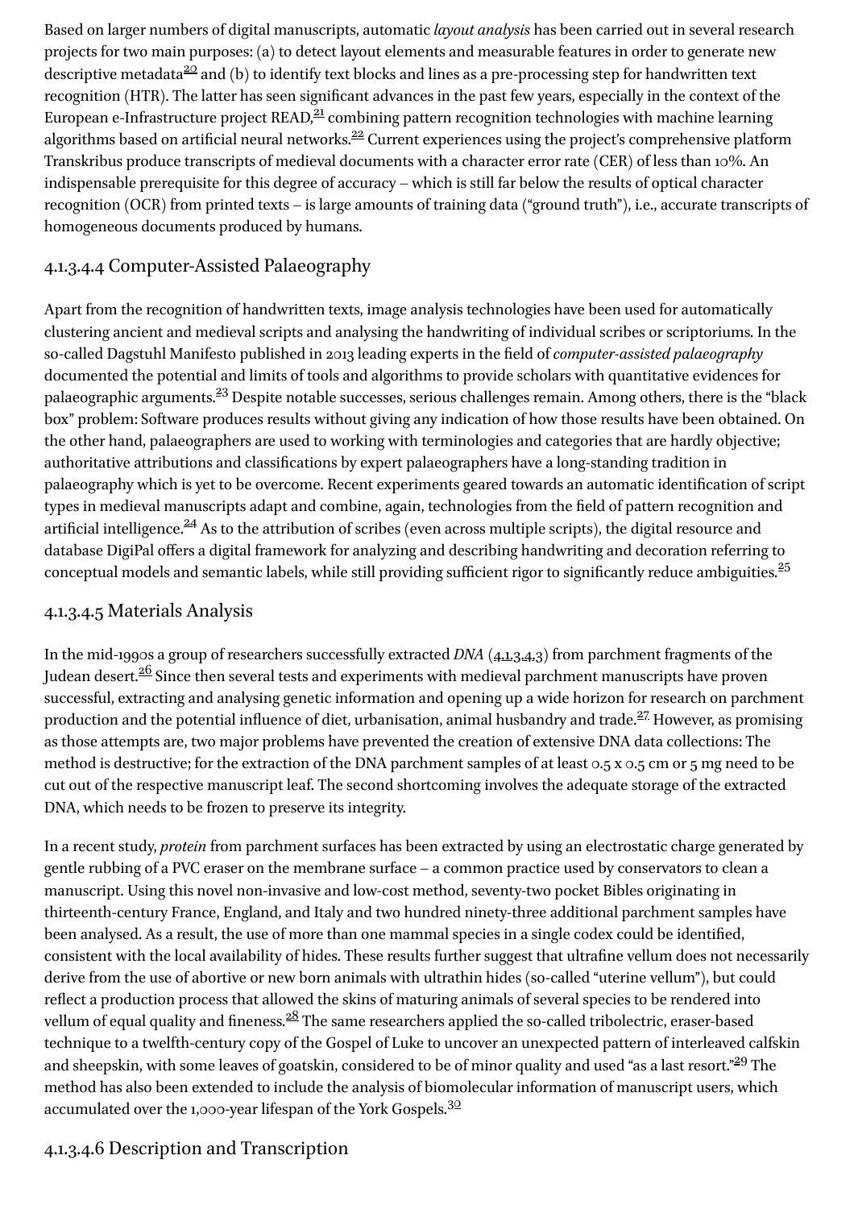Based on larger numbers of digital manuscripts, automatic *layout analysis* has been carried out in several research projects for two main purposes: (a) to detect layout elements and measurable features in order to generate new descriptive metadata[20] and (b) to identify text blocks and lines as a pre-processing step for handwritten text recognition (HTR). The latter has seen significant advances in the past few years, especially in the context of the European e-Infrastructure project READ,[21] combining pattern recognition technologies with machine learning algorithms based on artificial neural networks.[22] Current experiences using the project's comprehensive platform Transkribus produce transcripts of medieval documents with a character error rate (CER) of less than 10%. An indispensable prerequisite for this degree of accuracy – which is still far below the results of optical character recognition (OCR) from printed texts – is large amounts of training data ("ground truth"), i.e., accurate transcripts of homogeneous documents produced by humans.

## 4.1.3.4.4 Computer-Assisted Palaeography

Apart from the recognition of handwritten texts, image analysis technologies have been used for automatically clustering ancient and medieval scripts and analysing the handwriting of individual scribes or scriptoriums. In the so-called Dagstuhl Manifesto published in 2013 leading experts in the field of *computer-assisted palaeography* documented the potential and limits of tools and algorithms to provide scholars with quantitative evidences for palaeographic arguments.[23] Despite notable successes, serious challenges remain. Among others, there is the "black box" problem: Software produces results without giving any indication of how those results have been obtained. On the other hand, palaeographers are used to working with terminologies and categories that are hardly objective; authoritative attributions and classifications by expert palaeographers have a long-standing tradition in palaeography which is yet to be overcome. Recent experiments geared towards an automatic identification of script types in medieval manuscripts adapt and combine, again, technologies from the field of pattern recognition and artificial intelligence.[24] As to the attribution of scribes (even across multiple scripts), the digital resource and database DigiPal offers a digital framework for analyzing and describing handwriting and decoration referring to conceptual models and semantic labels, while still providing sufficient rigor to significantly reduce ambiguities.[25]

## 4.1.3.4.5 Materials Analysis

In the mid-1990s a group of researchers successfully extracted *DNA* (4.1.3.4.3) from parchment fragments of the Judean desert.[26] Since then several tests and experiments with medieval parchment manuscripts have proven successful, extracting and analysing genetic information and opening up a wide horizon for research on parchment production and the potential influence of diet, urbanisation, animal husbandry and trade.[27] However, as promising as those attempts are, two major problems have prevented the creation of extensive DNA data collections: The method is destructive; for the extraction of the DNA parchment samples of at least 0.5 x 0.5 cm or 5 mg need to be cut out of the respective manuscript leaf. The second shortcoming involves the adequate storage of the extracted DNA, which needs to be frozen to preserve its integrity.

In a recent study, *protein* from parchment surfaces has been extracted by using an electrostatic charge generated by gentle rubbing of a PVC eraser on the membrane surface – a common practice used by conservators to clean a manuscript. Using this novel non-invasive and low-cost method, seventy-two pocket Bibles originating in thirteenth-century France, England, and Italy and two hundred ninety-three additional parchment samples have been analysed. As a result, the use of more than one mammal species in a single codex could be identified, consistent with the local availability of hides. These results further suggest that ultrafine vellum does not necessarily derive from the use of abortive or new born animals with ultrathin hides (so-called "uterine vellum"), but could reflect a production process that allowed the skins of maturing animals of several species to be rendered into vellum of equal quality and fineness.[28] The same researchers applied the so-called tribolectric, eraser-based technique to a twelfth-century copy of the Gospel of Luke to uncover an unexpected pattern of interleaved calfskin and sheepskin, with some leaves of goatskin, considered to be of minor quality and used "as a last resort."[29] The method has also been extended to include the analysis of biomolecular information of manuscript users, which accumulated over the 1,000-year lifespan of the York Gospels.[30]

## 4.1.3.4.6 Description and Transcription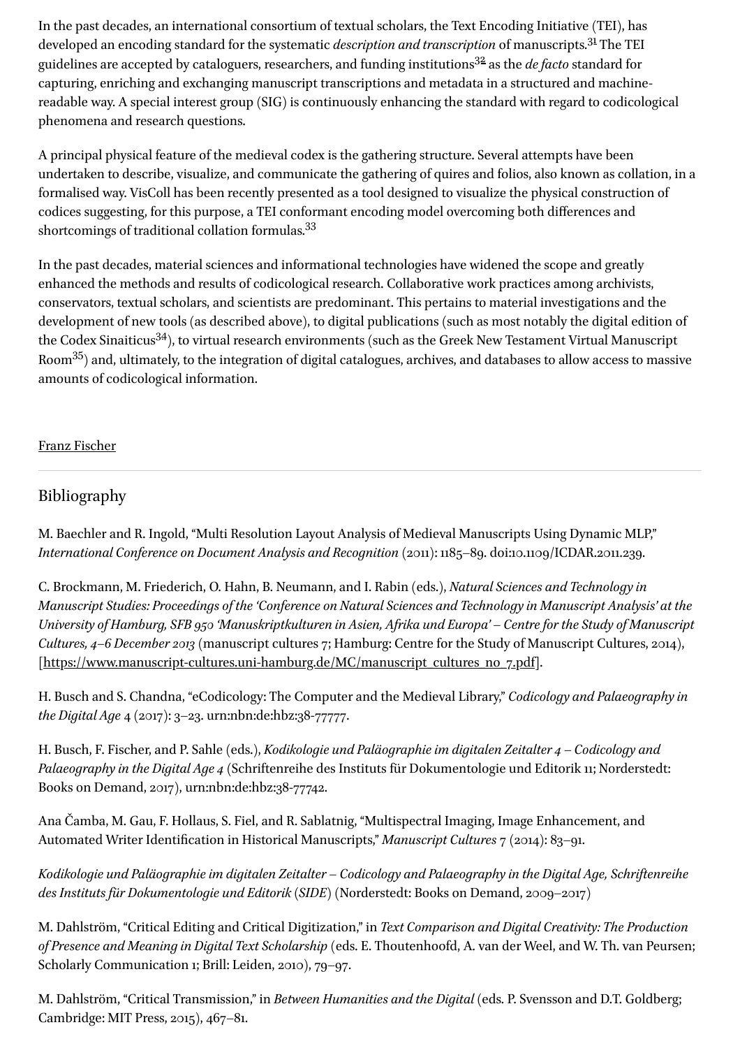In the past decades, an international consortium of textual scholars, the Text Encoding Initiative (TEI), has developed an encoding standard for the systematic *description and transcription* of manuscripts.[31] The TEI guidelines are accepted by cataloguers, researchers, and funding institutions[32] as the *de facto* standard for capturing, enriching and exchanging manuscript transcriptions and metadata in a structured and machine-readable way. A special interest group (SIG) is continuously enhancing the standard with regard to codicological phenomena and research questions.

A principal physical feature of the medieval codex is the gathering structure. Several attempts have been undertaken to describe, visualize, and communicate the gathering of quires and folios, also known as collation, in a formalised way. VisColl has been recently presented as a tool designed to visualize the physical construction of codices suggesting, for this purpose, a TEI conformant encoding model overcoming both differences and shortcomings of traditional collation formulas.[33]

In the past decades, material sciences and informational technologies have widened the scope and greatly enhanced the methods and results of codicological research. Collaborative work practices among archivists, conservators, textual scholars, and scientists are predominant. This pertains to material investigations and the development of new tools (as described above), to digital publications (such as most notably the digital edition of the Codex Sinaiticus[34]), to virtual research environments (such as the Greek New Testament Virtual Manuscript Room[35]) and, ultimately, to the integration of digital catalogues, archives, and databases to allow access to massive amounts of codicological information.

Franz Fischer

## Bibliography

M. Baechler and R. Ingold, "Multi Resolution Layout Analysis of Medieval Manuscripts Using Dynamic MLP," *International Conference on Document Analysis and Recognition* (2011): 1185–89. doi:10.1109/ICDAR.2011.239.

C. Brockmann, M. Friederich, O. Hahn, B. Neumann, and I. Rabin (eds.), *Natural Sciences and Technology in Manuscript Studies: Proceedings of the 'Conference on Natural Sciences and Technology in Manuscript Analysis' at the University of Hamburg, SFB 950 'Manuskriptkulturen in Asien, Afrika und Europa' – Centre for the Study of Manuscript Cultures, 4–6 December 2013* (manuscript cultures 7; Hamburg: Centre for the Study of Manuscript Cultures, 2014), [https://www.manuscript-cultures.uni-hamburg.de/MC/manuscript_cultures_no_7.pdf].

H. Busch and S. Chandna, "eCodicology: The Computer and the Medieval Library," *Codicology and Palaeography in the Digital Age* 4 (2017): 3–23. urn:nbn:de:hbz:38-77777.

H. Busch, F. Fischer, and P. Sahle (eds.), *Kodikologie und Paläographie im digitalen Zeitalter 4 – Codicology and Palaeography in the Digital Age 4* (Schriftenreihe des Instituts für Dokumentologie und Editorik 11; Norderstedt: Books on Demand, 2017), urn:nbn:de:hbz:38-77742.

Ana Čamba, M. Gau, F. Hollaus, S. Fiel, and R. Sablatnig, "Multispectral Imaging, Image Enhancement, and Automated Writer Identification in Historical Manuscripts," *Manuscript Cultures* 7 (2014): 83–91.

*Kodikologie und Paläographie im digitalen Zeitalter – Codicology and Palaeography in the Digital Age, Schriftenreihe des Instituts für Dokumentologie und Editorik* (*SIDE*) (Norderstedt: Books on Demand, 2009–2017)

M. Dahlström, "Critical Editing and Critical Digitization," in *Text Comparison and Digital Creativity: The Production of Presence and Meaning in Digital Text Scholarship* (eds. E. Thoutenhoofd, A. van der Weel, and W. Th. van Peursen; Scholarly Communication 1; Brill: Leiden, 2010), 79–97.

M. Dahlström, "Critical Transmission," in *Between Humanities and the Digital* (eds. P. Svensson and D.T. Goldberg; Cambridge: MIT Press, 2015), 467–81.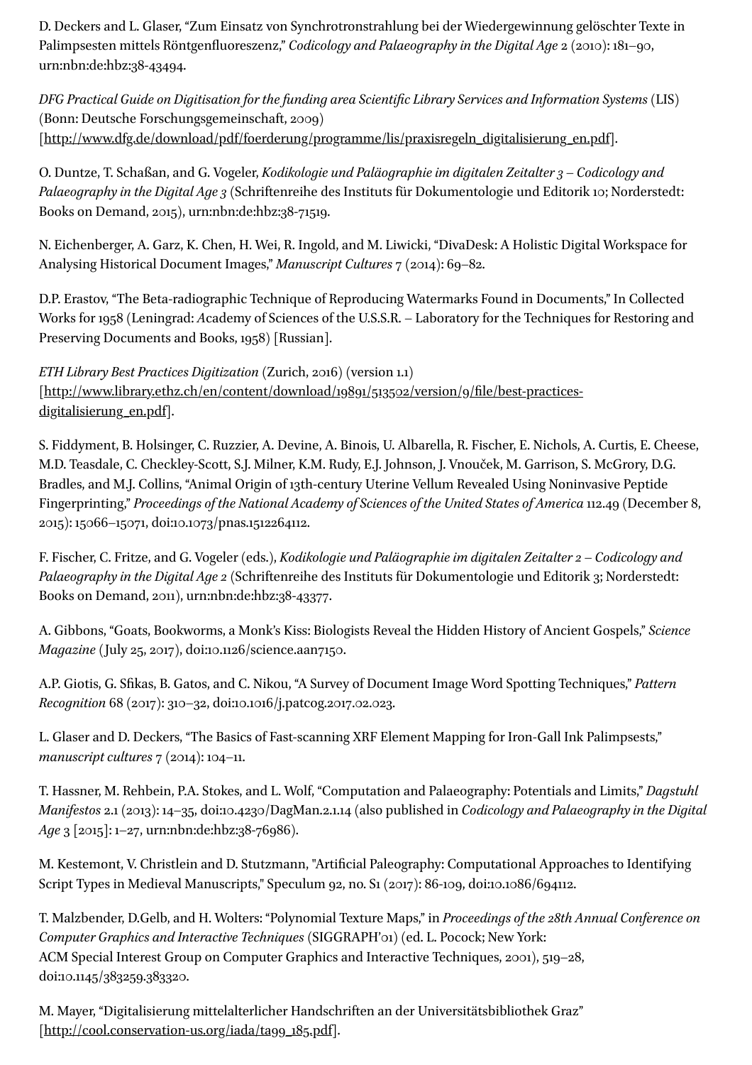D. Deckers and L. Glaser, "Zum Einsatz von Synchrotronstrahlung bei der Wiedergewinnung gelöschter Texte in Palimpsesten mittels Röntgenfluoreszenz," *Codicology and Palaeography in the Digital Age* 2 (2010): 181–90, urn:nbn:de:hbz:38-43494.

*DFG Practical Guide on Digitisation for the funding area Scientific Library Services and Information Systems* (LIS) (Bonn: Deutsche Forschungsgemeinschaft, 2009) [http://www.dfg.de/download/pdf/foerderung/programme/lis/praxisregeln_digitalisierung_en.pdf].

O. Duntze, T. Schaßan, and G. Vogeler, *Kodikologie und Paläographie im digitalen Zeitalter 3 – Codicology and Palaeography in the Digital Age 3* (Schriftenreihe des Instituts für Dokumentologie und Editorik 10; Norderstedt: Books on Demand, 2015), urn:nbn:de:hbz:38-71519.

N. Eichenberger, A. Garz, K. Chen, H. Wei, R. Ingold, and M. Liwicki, "DivaDesk: A Holistic Digital Workspace for Analysing Historical Document Images," *Manuscript Cultures* 7 (2014): 69–82.

D.P. Erastov, "The Beta-radiographic Technique of Reproducing Watermarks Found in Documents," In Collected Works for 1958 (Leningrad: Academy of Sciences of the U.S.S.R. – Laboratory for the Techniques for Restoring and Preserving Documents and Books, 1958) [Russian].

*ETH Library Best Practices Digitization* (Zurich, 2016) (version 1.1) [http://www.library.ethz.ch/en/content/download/19891/513502/version/9/file/best-practices-digitalisierung_en.pdf].

S. Fiddyment, B. Holsinger, C. Ruzzier, A. Devine, A. Binois, U. Albarella, R. Fischer, E. Nichols, A. Curtis, E. Cheese, M.D. Teasdale, C. Checkley-Scott, S.J. Milner, K.M. Rudy, E.J. Johnson, J. Vnouček, M. Garrison, S. McGrory, D.G. Bradles, and M.J. Collins, "Animal Origin of 13th-century Uterine Vellum Revealed Using Noninvasive Peptide Fingerprinting," *Proceedings of the National Academy of Sciences of the United States of America* 112.49 (December 8, 2015): 15066–15071, doi:10.1073/pnas.1512264112.

F. Fischer, C. Fritze, and G. Vogeler (eds.), *Kodikologie und Paläographie im digitalen Zeitalter 2 – Codicology and Palaeography in the Digital Age 2* (Schriftenreihe des Instituts für Dokumentologie und Editorik 3; Norderstedt: Books on Demand, 2011), urn:nbn:de:hbz:38-43377.

A. Gibbons, "Goats, Bookworms, a Monk's Kiss: Biologists Reveal the Hidden History of Ancient Gospels," *Science Magazine* (July 25, 2017), doi:10.1126/science.aan7150.

A.P. Giotis, G. Sfikas, B. Gatos, and C. Nikou, "A Survey of Document Image Word Spotting Techniques," *Pattern Recognition* 68 (2017): 310–32, doi:10.1016/j.patcog.2017.02.023.

L. Glaser and D. Deckers, "The Basics of Fast-scanning XRF Element Mapping for Iron-Gall Ink Palimpsests," *manuscript cultures* 7 (2014): 104–11.

T. Hassner, M. Rehbein, P.A. Stokes, and L. Wolf, "Computation and Palaeography: Potentials and Limits," *Dagstuhl Manifestos* 2.1 (2013): 14–35, doi:10.4230/DagMan.2.1.14 (also published in *Codicology and Palaeography in the Digital Age* 3 [2015]: 1–27, urn:nbn:de:hbz:38-76986).

M. Kestemont, V. Christlein and D. Stutzmann, "Artificial Paleography: Computational Approaches to Identifying Script Types in Medieval Manuscripts," Speculum 92, no. S1 (2017): 86-109, doi:10.1086/694112.

T. Malzbender, D.Gelb, and H. Wolters: "Polynomial Texture Maps," in *Proceedings of the 28th Annual Conference on Computer Graphics and Interactive Techniques* (SIGGRAPH'01) (ed. L. Pocock; New York: ACM Special Interest Group on Computer Graphics and Interactive Techniques, 2001), 519–28, doi:10.1145/383259.383320.

M. Mayer, "Digitalisierung mittelalterlicher Handschriften an der Universitätsbibliothek Graz" [http://cool.conservation-us.org/iada/ta99_185.pdf].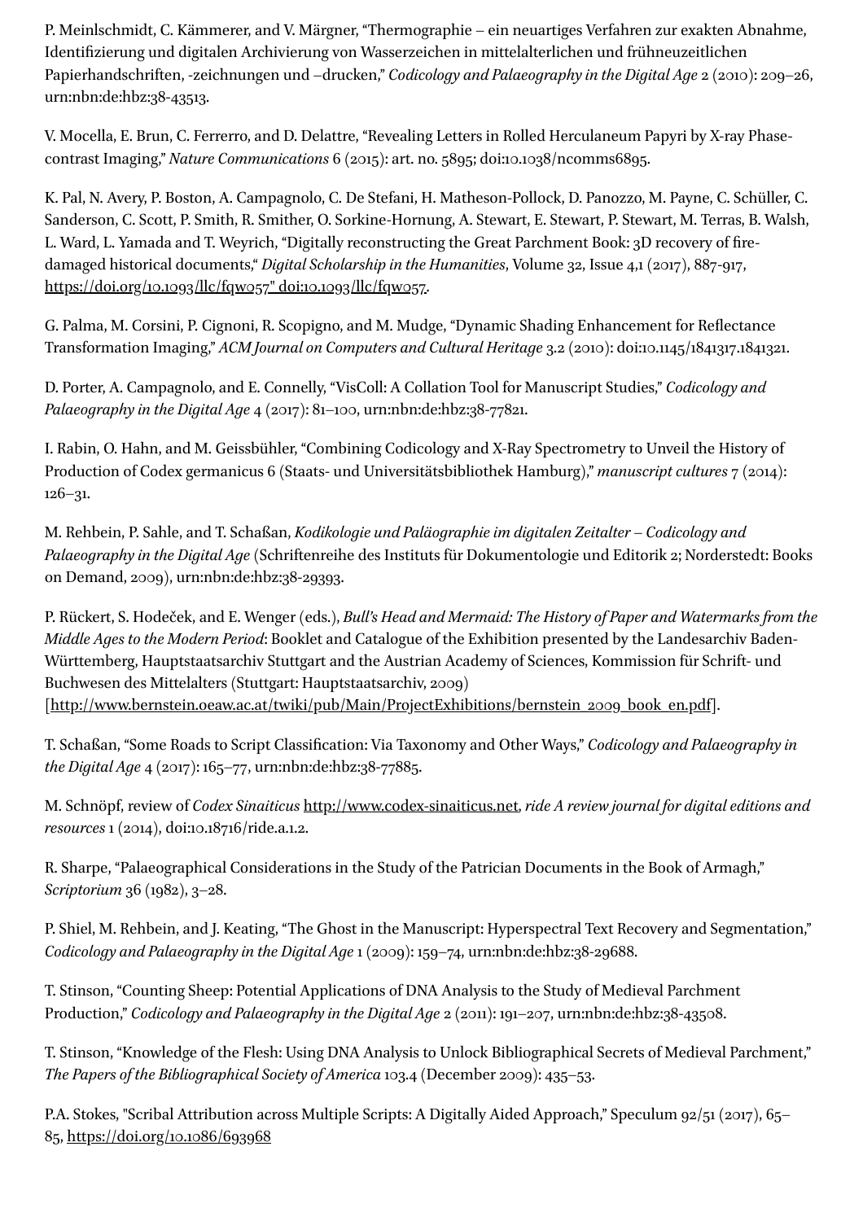P. Meinlschmidt, C. Kämmerer, and V. Märgner, "Thermographie – ein neuartiges Verfahren zur exakten Abnahme, Identifizierung und digitalen Archivierung von Wasserzeichen in mittelalterlichen und frühneuzeitlichen Papierhandschriften, -zeichnungen und –drucken," *Codicology and Palaeography in the Digital Age* 2 (2010): 209–26, urn:nbn:de:hbz:38-43513.

V. Mocella, E. Brun, C. Ferrerro, and D. Delattre, "Revealing Letters in Rolled Herculaneum Papyri by X-ray Phase-contrast Imaging," *Nature Communications* 6 (2015): art. no. 5895; doi:10.1038/ncomms6895.

K. Pal, N. Avery, P. Boston, A. Campagnolo, C. De Stefani, H. Matheson-Pollock, D. Panozzo, M. Payne, C. Schüller, C. Sanderson, C. Scott, P. Smith, R. Smither, O. Sorkine-Hornung, A. Stewart, E. Stewart, P. Stewart, M. Terras, B. Walsh, L. Ward, L. Yamada and T. Weyrich, "Digitally reconstructing the Great Parchment Book: 3D recovery of fire-damaged historical documents," *Digital Scholarship in the Humanities*, Volume 32, Issue 4,1 (2017), 887-917, https://doi.org/10.1093/llc/fqw057" doi:10.1093/llc/fqw057.

G. Palma, M. Corsini, P. Cignoni, R. Scopigno, and M. Mudge, "Dynamic Shading Enhancement for Reflectance Transformation Imaging," *ACM Journal on Computers and Cultural Heritage* 3.2 (2010): doi:10.1145/1841317.1841321.

D. Porter, A. Campagnolo, and E. Connelly, "VisColl: A Collation Tool for Manuscript Studies," *Codicology and Palaeography in the Digital Age* 4 (2017): 81–100, urn:nbn:de:hbz:38-77821.

I. Rabin, O. Hahn, and M. Geissbühler, "Combining Codicology and X-Ray Spectrometry to Unveil the History of Production of Codex germanicus 6 (Staats- und Universitätsbibliothek Hamburg)," *manuscript cultures* 7 (2014): 126–31.

M. Rehbein, P. Sahle, and T. Schaßan, *Kodikologie und Paläographie im digitalen Zeitalter – Codicology and Palaeography in the Digital Age* (Schriftenreihe des Instituts für Dokumentologie und Editorik 2; Norderstedt: Books on Demand, 2009), urn:nbn:de:hbz:38-29393.

P. Rückert, S. Hodeček, and E. Wenger (eds.), *Bull's Head and Mermaid: The History of Paper and Watermarks from the Middle Ages to the Modern Period*: Booklet and Catalogue of the Exhibition presented by the Landesarchiv Baden-Württemberg, Hauptstaatsarchiv Stuttgart and the Austrian Academy of Sciences, Kommission für Schrift- und Buchwesen des Mittelalters (Stuttgart: Hauptstaatsarchiv, 2009) [http://www.bernstein.oeaw.ac.at/twiki/pub/Main/ProjectExhibitions/bernstein_2009_book_en.pdf].

T. Schaßan, "Some Roads to Script Classification: Via Taxonomy and Other Ways," *Codicology and Palaeography in the Digital Age* 4 (2017): 165–77, urn:nbn:de:hbz:38-77885.

M. Schnöpf, review of *Codex Sinaiticus* http://www.codex-sinaiticus.net, *ride A review journal for digital editions and resources* 1 (2014), doi:10.18716/ride.a.1.2.

R. Sharpe, "Palaeographical Considerations in the Study of the Patrician Documents in the Book of Armagh," *Scriptorium* 36 (1982), 3–28.

P. Shiel, M. Rehbein, and J. Keating, "The Ghost in the Manuscript: Hyperspectral Text Recovery and Segmentation," *Codicology and Palaeography in the Digital Age* 1 (2009): 159–74, urn:nbn:de:hbz:38-29688.

T. Stinson, "Counting Sheep: Potential Applications of DNA Analysis to the Study of Medieval Parchment Production," *Codicology and Palaeography in the Digital Age* 2 (2011): 191–207, urn:nbn:de:hbz:38-43508.

T. Stinson, "Knowledge of the Flesh: Using DNA Analysis to Unlock Bibliographical Secrets of Medieval Parchment," *The Papers of the Bibliographical Society of America* 103.4 (December 2009): 435–53.

P.A. Stokes, "Scribal Attribution across Multiple Scripts: A Digitally Aided Approach," Speculum 92/51 (2017), 65–85, https://doi.org/10.1086/693968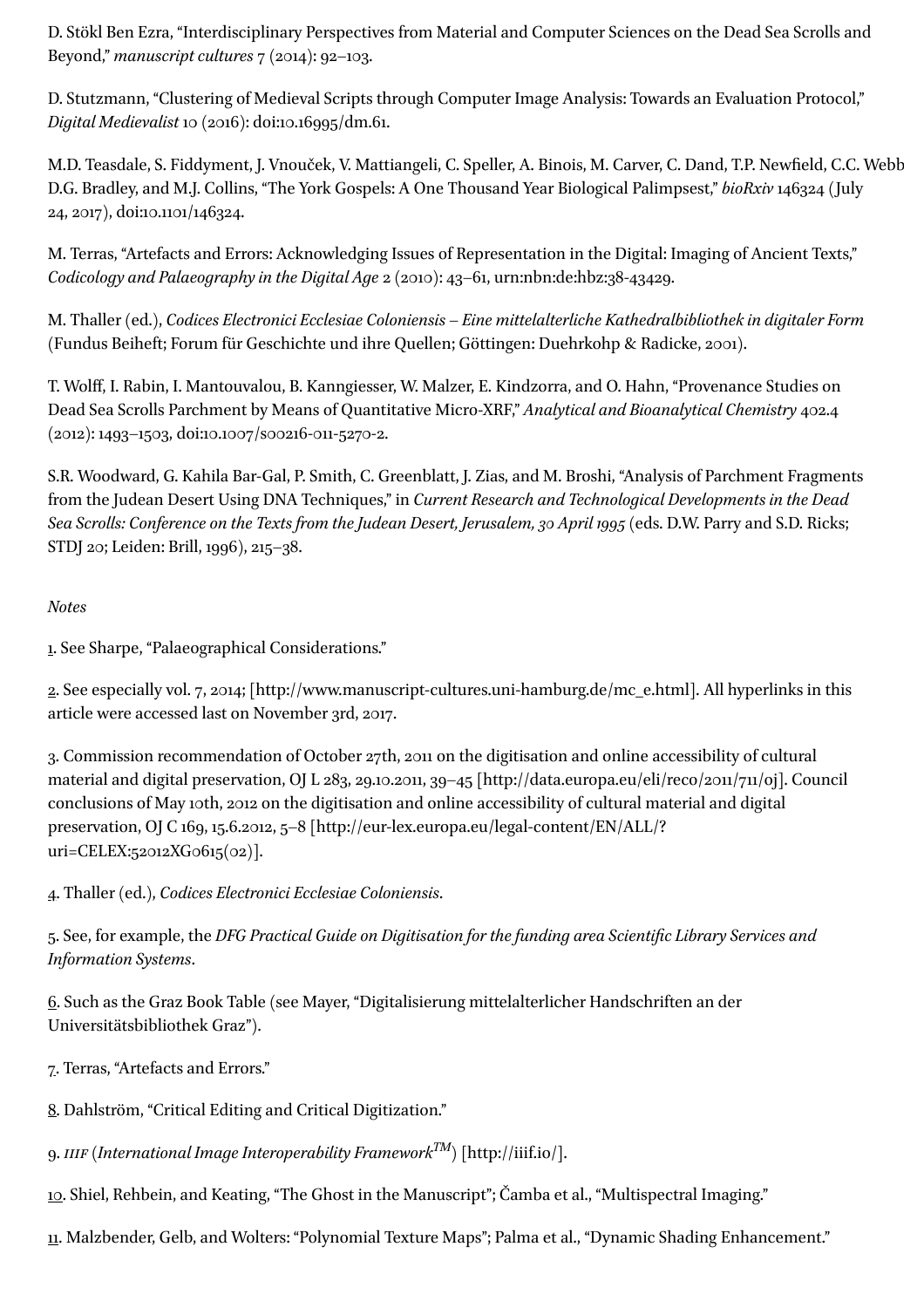D. Stökl Ben Ezra, “Interdisciplinary Perspectives from Material and Computer Sciences on the Dead Sea Scrolls and Beyond,” *manuscript cultures* 7 (2014): 92–103.

D. Stutzmann, “Clustering of Medieval Scripts through Computer Image Analysis: Towards an Evaluation Protocol,” *Digital Medievalist* 10 (2016): doi:10.16995/dm.61.

M.D. Teasdale, S. Fiddyment, J. Vnouček, V. Mattiangeli, C. Speller, A. Binois, M. Carver, C. Dand, T.P. Newfield, C.C. Webb D.G. Bradley, and M.J. Collins, “The York Gospels: A One Thousand Year Biological Palimpsest,” *bioRxiv* 146324 (July 24, 2017), doi:10.1101/146324.

M. Terras, “Artefacts and Errors: Acknowledging Issues of Representation in the Digital: Imaging of Ancient Texts,” *Codicology and Palaeography in the Digital Age* 2 (2010): 43–61, urn:nbn:de:hbz:38-43429.

M. Thaller (ed.), *Codices Electronici Ecclesiae Coloniensis – Eine mittelalterliche Kathedralbibliothek in digitaler Form* (Fundus Beiheft; Forum für Geschichte und ihre Quellen; Göttingen: Duehrkohp & Radicke, 2001).

T. Wolff, I. Rabin, I. Mantouvalou, B. Kanngiesser, W. Malzer, E. Kindzorra, and O. Hahn, “Provenance Studies on Dead Sea Scrolls Parchment by Means of Quantitative Micro-XRF,” *Analytical and Bioanalytical Chemistry* 402.4 (2012): 1493–1503, doi:10.1007/s00216-011-5270-2.

S.R. Woodward, G. Kahila Bar-Gal, P. Smith, C. Greenblatt, J. Zias, and M. Broshi, “Analysis of Parchment Fragments from the Judean Desert Using DNA Techniques,” in *Current Research and Technological Developments in the Dead Sea Scrolls: Conference on the Texts from the Judean Desert, Jerusalem, 30 April 1995* (eds. D.W. Parry and S.D. Ricks; STDJ 20; Leiden: Brill, 1996), 215–38.

*Notes*

1. See Sharpe, “Palaeographical Considerations.”

2. See especially vol. 7, 2014; [http://www.manuscript-cultures.uni-hamburg.de/mc_e.html]. All hyperlinks in this article were accessed last on November 3rd, 2017.

3. Commission recommendation of October 27th, 2011 on the digitisation and online accessibility of cultural material and digital preservation, OJ L 283, 29.10.2011, 39–45 [http://data.europa.eu/eli/reco/2011/711/oj]. Council conclusions of May 10th, 2012 on the digitisation and online accessibility of cultural material and digital preservation, OJ C 169, 15.6.2012, 5–8 [http://eur-lex.europa.eu/legal-content/EN/ALL/?uri=CELEX:52012XG0615(02)].

4. Thaller (ed.), *Codices Electronici Ecclesiae Coloniensis*.

5. See, for example, the *DFG Practical Guide on Digitisation for the funding area Scientific Library Services and Information Systems*.

6. Such as the Graz Book Table (see Mayer, “Digitalisierung mittelalterlicher Handschriften an der Universitätsbibliothek Graz”).

7. Terras, “Artefacts and Errors.”

8. Dahlström, “Critical Editing and Critical Digitization.”

9. *IIIF* (*International Image Interoperability Framework™*) [http://iiif.io/].

10. Shiel, Rehbein, and Keating, “The Ghost in the Manuscript”; Čamba et al., “Multispectral Imaging.”

11. Malzbender, Gelb, and Wolters: “Polynomial Texture Maps”; Palma et al., “Dynamic Shading Enhancement.”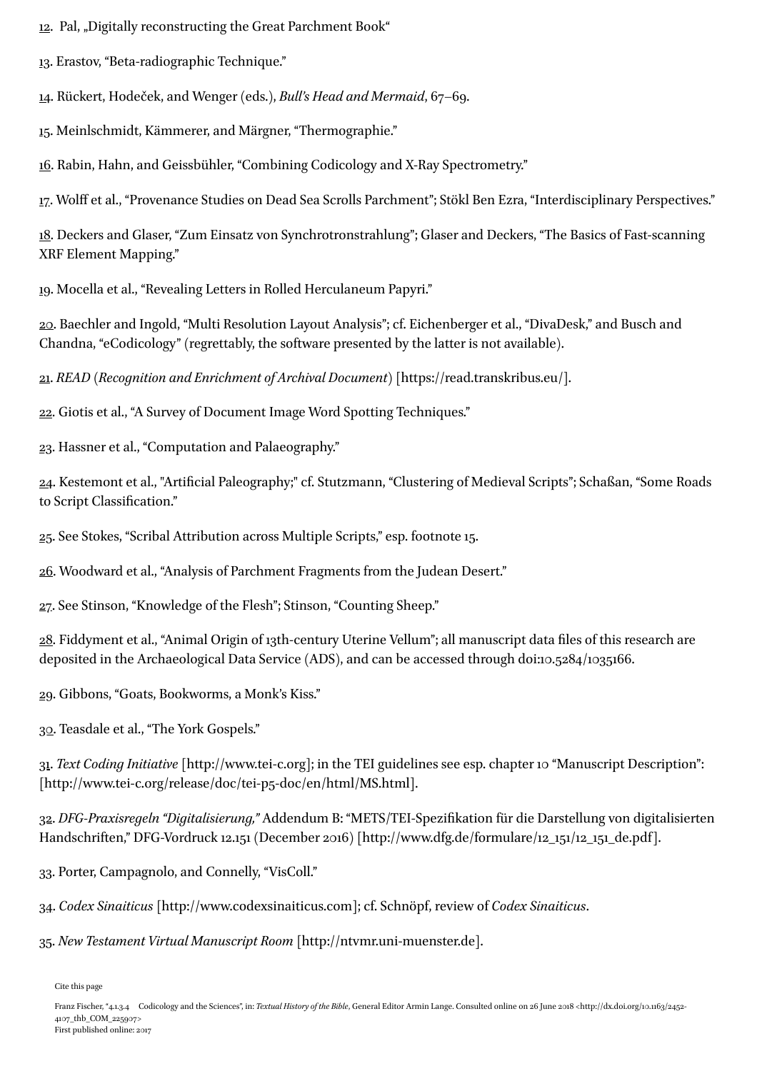12. Pal, „Digitally reconstructing the Great Parchment Book"

13. Erastov, "Beta-radiographic Technique."

14. Rückert, Hodeček, and Wenger (eds.), *Bull's Head and Mermaid*, 67–69.

15. Meinlschmidt, Kämmerer, and Märgner, "Thermographie."

16. Rabin, Hahn, and Geissbühler, "Combining Codicology and X-Ray Spectrometry."

17. Wolff et al., "Provenance Studies on Dead Sea Scrolls Parchment"; Stökl Ben Ezra, "Interdisciplinary Perspectives."

18. Deckers and Glaser, "Zum Einsatz von Synchrotronstrahlung"; Glaser and Deckers, "The Basics of Fast-scanning XRF Element Mapping."

19. Mocella et al., "Revealing Letters in Rolled Herculaneum Papyri."

20. Baechler and Ingold, "Multi Resolution Layout Analysis"; cf. Eichenberger et al., "DivaDesk," and Busch and Chandna, "eCodicology" (regrettably, the software presented by the latter is not available).

21. *READ* (*Recognition and Enrichment of Archival Document*) [https://read.transkribus.eu/].

22. Giotis et al., "A Survey of Document Image Word Spotting Techniques."

23. Hassner et al., "Computation and Palaeography."

24. Kestemont et al., "Artificial Paleography;" cf. Stutzmann, "Clustering of Medieval Scripts"; Schaßan, "Some Roads to Script Classification."

25. See Stokes, "Scribal Attribution across Multiple Scripts," esp. footnote 15.

26. Woodward et al., "Analysis of Parchment Fragments from the Judean Desert."

27. See Stinson, "Knowledge of the Flesh"; Stinson, "Counting Sheep."

28. Fiddyment et al., "Animal Origin of 13th-century Uterine Vellum"; all manuscript data files of this research are deposited in the Archaeological Data Service (ADS), and can be accessed through doi:10.5284/1035166.

29. Gibbons, "Goats, Bookworms, a Monk's Kiss."

30. Teasdale et al., "The York Gospels."

31. *Text Coding Initiative* [http://www.tei-c.org]; in the TEI guidelines see esp. chapter 10 "Manuscript Description": [http://www.tei-c.org/release/doc/tei-p5-doc/en/html/MS.html].

32. *DFG-Praxisregeln "Digitalisierung,"* Addendum B: "METS/TEI-Spezifikation für die Darstellung von digitalisierten Handschriften," DFG-Vordruck 12.151 (December 2016) [http://www.dfg.de/formulare/12_151/12_151_de.pdf].

33. Porter, Campagnolo, and Connelly, "VisColl."

34. *Codex Sinaiticus* [http://www.codexsinaiticus.com]; cf. Schnöpf, review of *Codex Sinaiticus*.

35. *New Testament Virtual Manuscript Room* [http://ntvmr.uni-muenster.de].

Cite this page

Franz Fischer, "4.1.3.4 Codicology and the Sciences", in: *Textual History of the Bible*, General Editor Armin Lange. Consulted online on 26 June 2018 <http://dx.doi.org/10.1163/2452-4107_thb_COM_225907>
First published online: 2017